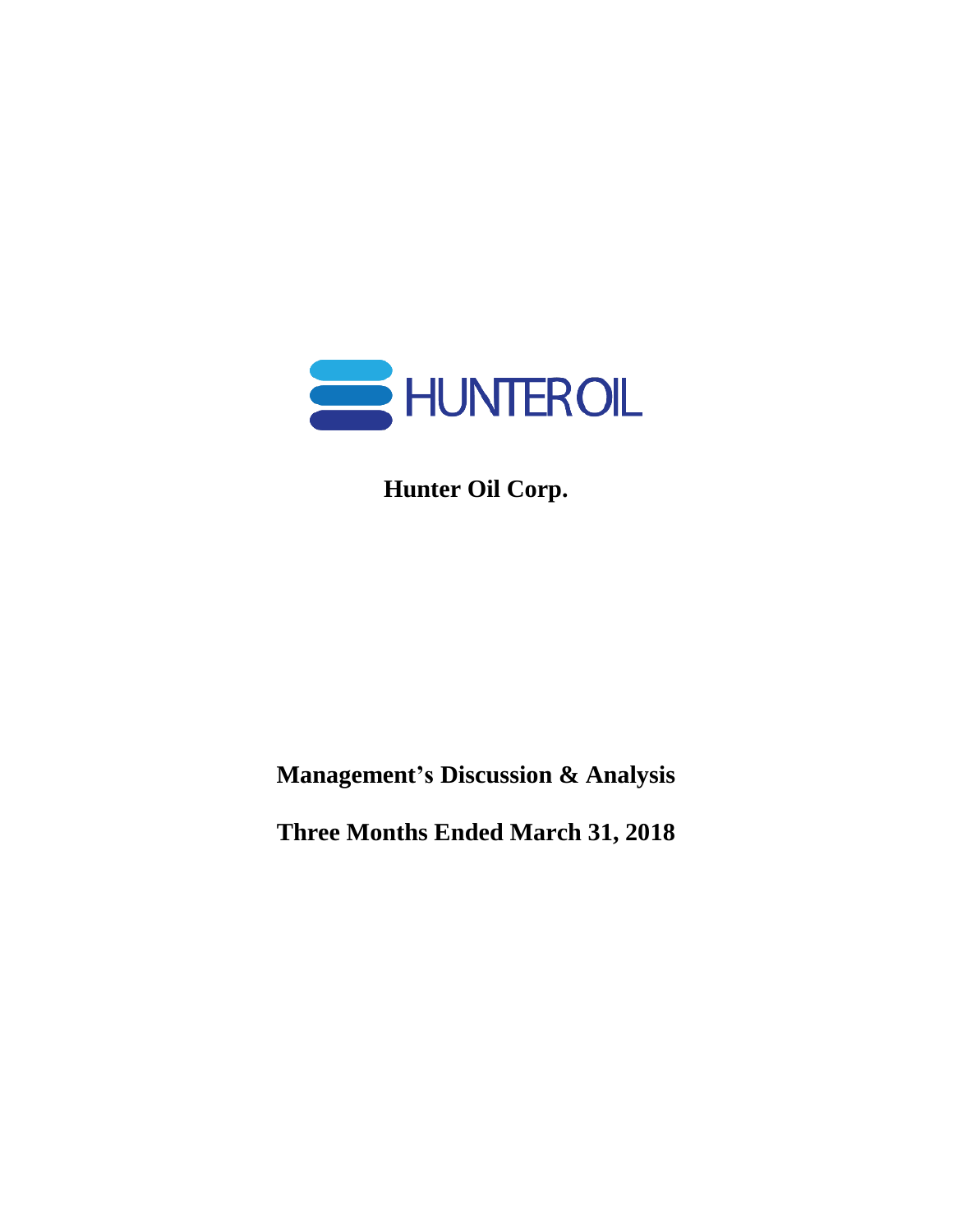HUNTEROIL

**Hunter Oil Corp.**

**Management's Discussion & Analysis**

**Three Months Ended March 31, 2018**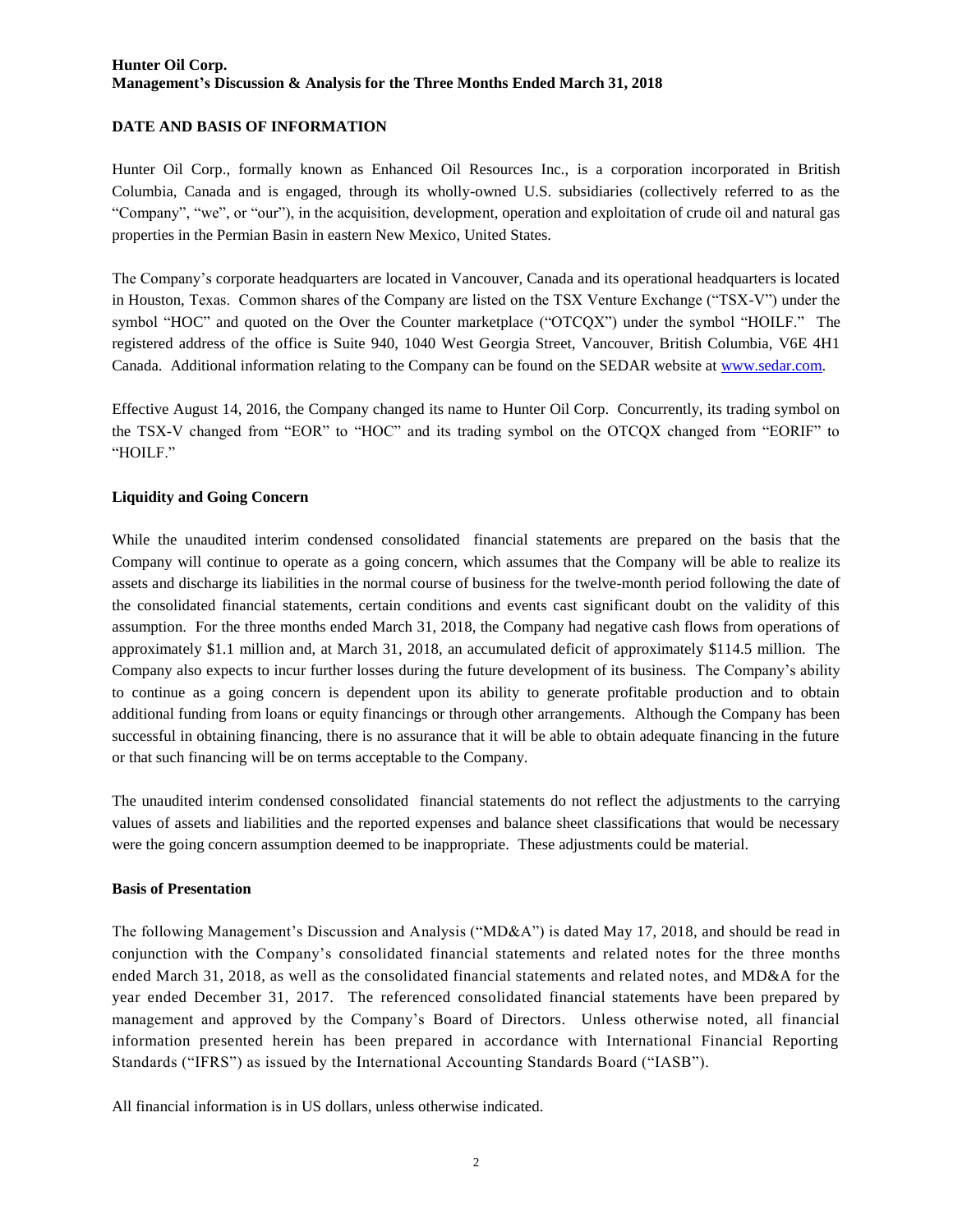## DATE AND BASIS OF INFORMATION

Hunter Oil Corp., formally known as Enhanced Oil Resources Inc., is a corporation incorporated in British Columbia, Canada and is engaged, through its wholly-owned U.S. subsidiaries (collectively referred to as the "Company", "we", or "our"), in the acquisition, development, operation and exploitation of crude oil and natural gas properties in the Permian Basin in eastern New Mexico, United States.

The Company's corporate headquarters are located in Vancouver, Canada and its operational headquarters is located in Houston, Texas. Common shares of the Company are listed on the TSX Venture Exchange ("TSX-V") under the symbol "HOC" and quoted on the Over the Counter marketplace ("OTCQX") under the symbol "HOILF." The registered address of the office is Suite 940, 1040 West Georgia Street, Vancouver, British Columbia, V6E 4H1 Canada. Additional information relating to the Company can be found on the SEDAR website at [www.sedar.com](www.sedar.com).

Effective August 14, 2016, the Company changed its name to Hunter Oil Corp. Concurrently, its trading symbol on the TSX-V changed from "EOR" to "HOC" and its trading symbol on the OTCQX changed from "EORIF" to "HOILF."

### Liquidity and Going Concern

While the unaudited interim condensed consolidated financial statements are prepared on the basis that the Company will continue to operate as a going concern, which assumes that the Company will be able to realize its assets and discharge its liabilities in the normal course of business for the twelve-month period following the date of the consolidated financial statements, certain conditions and events cast significant doubt on the validity of this assumption. For the three months ended March 31, 2018, the Company had negative cash flows from operations of approximately $1.1 million and, at March 31, 2018, an accumulated deficit of approximately $114.5 million. The Company also expects to incur further losses during the future development of its business. The Company's ability to continue as a going concern is dependent upon its ability to generate profitable production and to obtain additional funding from loans or equity financings or through other arrangements. Although the Company has been successful in obtaining financing, there is no assurance that it will be able to obtain adequate financing in the future or that such financing will be on terms acceptable to the Company.

The unaudited interim condensed consolidated financial statements do not reflect the adjustments to the carrying values of assets and liabilities and the reported expenses and balance sheet classifications that would be necessary were the going concern assumption deemed to be inappropriate. These adjustments could be material.

### Basis of Presentation

The following Management's Discussion and Analysis ("MD&A") is dated May 17, 2018, and should be read in conjunction with the Company's consolidated financial statements and related notes for the three months ended March 31, 2018, as well as the consolidated financial statements and related notes, and MD&A for the year ended December 31, 2017. The referenced consolidated financial statements have been prepared by management and approved by the Company's Board of Directors. Unless otherwise noted, all financial information presented herein has been prepared in accordance with International Financial Reporting Standards ("IFRS") as issued by the International Accounting Standards Board ("IASB").

All financial information is in US dollars, unless otherwise indicated.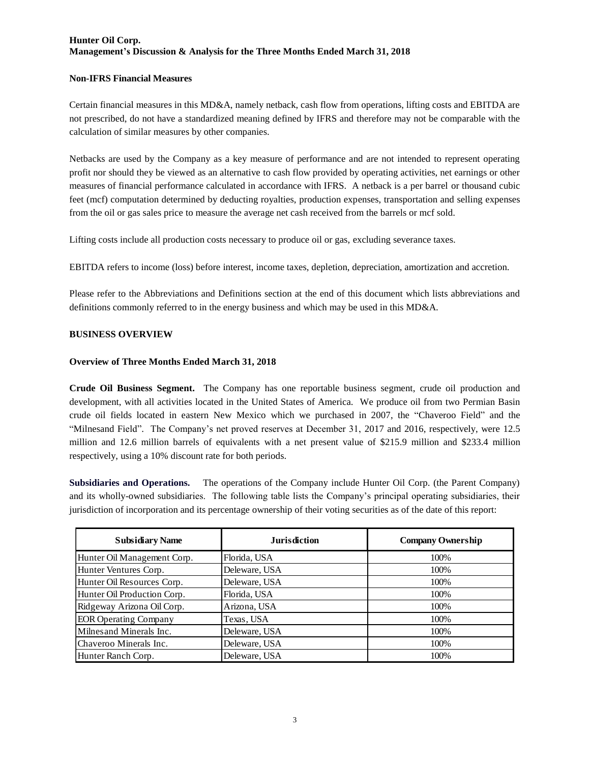### Non-IFRS Financial Measures

Certain financial measures in this MD&A, namely netback, cash flow from operations, lifting costs and EBITDA are not prescribed, do not have a standardized meaning defined by IFRS and therefore may not be comparable with the calculation of similar measures by other companies.

Netbacks are used by the Company as a key measure of performance and are not intended to represent operating profit nor should they be viewed as an alternative to cash flow provided by operating activities, net earnings or other measures of financial performance calculated in accordance with IFRS. A netback is a per barrel or thousand cubic feet (mcf) computation determined by deducting royalties, production expenses, transportation and selling expenses from the oil or gas sales price to measure the average net cash received from the barrels or mcf sold.

Lifting costs include all production costs necessary to produce oil or gas, excluding severance taxes.

EBITDA refers to income (loss) before interest, income taxes, depletion, depreciation, amortization and accretion.

Please refer to the Abbreviations and Definitions section at the end of this document which lists abbreviations and definitions commonly referred to in the energy business and which may be used in this MD&A.

## BUSINESS OVERVIEW

### Overview of Three Months Ended March 31, 2018

**Crude Oil Business Segment.** The Company has one reportable business segment, crude oil production and development, with all activities located in the United States of America. We produce oil from two Permian Basin crude oil fields located in eastern New Mexico which we purchased in 2007, the "Chaveroo Field" and the "Milnesand Field". The Company's net proved reserves at December 31, 2017 and 2016, respectively, were 12.5 million and 12.6 million barrels of equivalents with a net present value of $215.9 million and $233.4 million respectively, using a 10% discount rate for both periods.

**Subsidiaries and Operations.** The operations of the Company include Hunter Oil Corp. (the Parent Company) and its wholly-owned subsidiaries. The following table lists the Company's principal operating subsidiaries, their jurisdiction of incorporation and its percentage ownership of their voting securities as of the date of this report:

| Subsidiary Name | Jurisdiction | Company Ownership |
|---|---|---|
| Hunter Oil Management Corp. | Florida, USA | 100% |
| Hunter Ventures Corp. | Deleware, USA | 100% |
| Hunter Oil Resources Corp. | Deleware, USA | 100% |
| Hunter Oil Production Corp. | Florida, USA | 100% |
| Ridgeway Arizona Oil Corp. | Arizona, USA | 100% |
| EOR Operating Company | Texas, USA | 100% |
| Milnesand Minerals Inc. | Deleware, USA | 100% |
| Chaveroo Minerals Inc. | Deleware, USA | 100% |
| Hunter Ranch Corp. | Deleware, USA | 100% |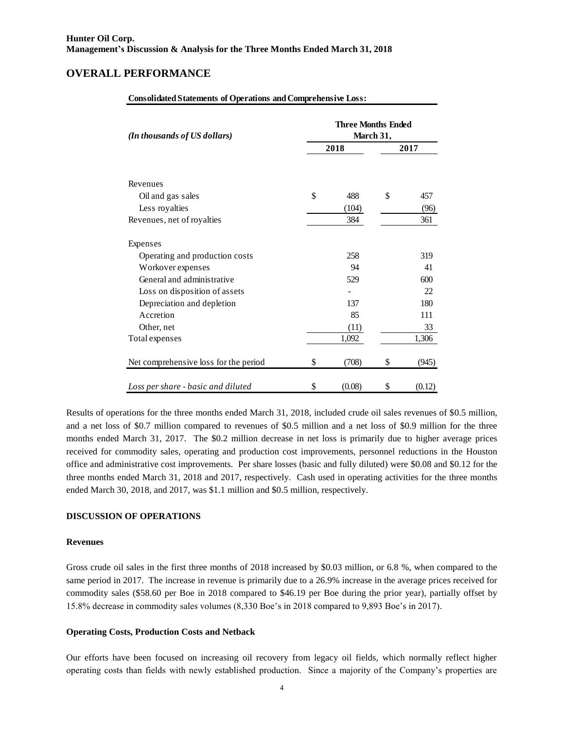## OVERALL PERFORMANCE

**Consolidated Statements of Operations and Comprehensive Loss:**

| *(In thousands of US dollars)* | Three Months Ended March 31, | |
|---|---|---|
| | 2018 | 2017 |
| Revenues | | |
| Oil and gas sales | $ 488 | $ 457 |
| Less royalties | (104) | (96) |
| Revenues, net of royalties | 384 | 361 |
| Expenses | | |
| Operating and production costs | 258 | 319 |
| Workover expenses | 94 | 41 |
| General and administrative | 529 | 600 |
| Loss on disposition of assets | - | 22 |
| Depreciation and depletion | 137 | 180 |
| Accretion | 85 | 111 |
| Other, net | (11) | 33 |
| Total expenses | 1,092 | 1,306 |
| Net comprehensive loss for the period | $ (708) | $ (945) |
| *Loss per share - basic and diluted* | $ (0.08) | $ (0.12) |

Results of operations for the three months ended March 31, 2018, included crude oil sales revenues of $0.5 million, and a net loss of $0.7 million compared to revenues of $0.5 million and a net loss of $0.9 million for the three months ended March 31, 2017. The $0.2 million decrease in net loss is primarily due to higher average prices received for commodity sales, operating and production cost improvements, personnel reductions in the Houston office and administrative cost improvements. Per share losses (basic and fully diluted) were $0.08 and $0.12 for the three months ended March 31, 2018 and 2017, respectively. Cash used in operating activities for the three months ended March 30, 2018, and 2017, was $1.1 million and $0.5 million, respectively.

### DISCUSSION OF OPERATIONS

#### Revenues

Gross crude oil sales in the first three months of 2018 increased by $0.03 million, or 6.8 %, when compared to the same period in 2017. The increase in revenue is primarily due to a 26.9% increase in the average prices received for commodity sales ($58.60 per Boe in 2018 compared to $46.19 per Boe during the prior year), partially offset by 15.8% decrease in commodity sales volumes (8,330 Boe's in 2018 compared to 9,893 Boe's in 2017).

#### Operating Costs, Production Costs and Netback

Our efforts have been focused on increasing oil recovery from legacy oil fields, which normally reflect higher operating costs than fields with newly established production. Since a majority of the Company's properties are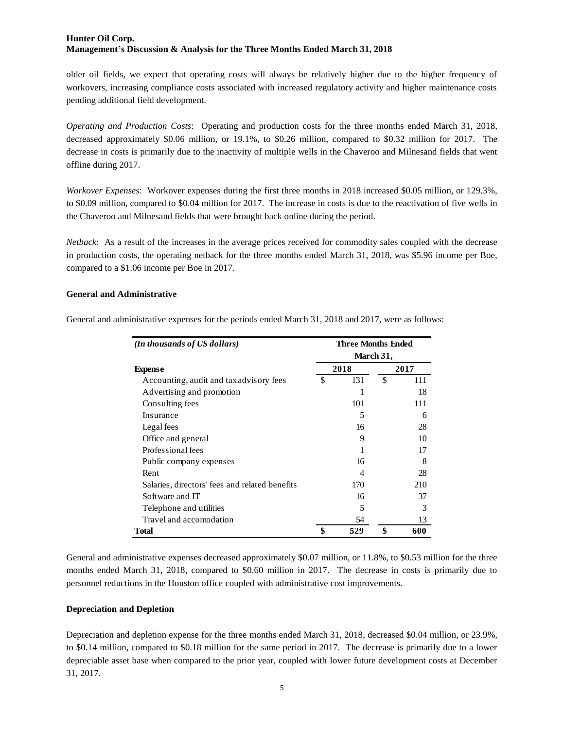older oil fields, we expect that operating costs will always be relatively higher due to the higher frequency of workovers, increasing compliance costs associated with increased regulatory activity and higher maintenance costs pending additional field development.

*Operating and Production Costs*: Operating and production costs for the three months ended March 31, 2018, decreased approximately $0.06 million, or 19.1%, to $0.26 million, compared to $0.32 million for 2017. The decrease in costs is primarily due to the inactivity of multiple wells in the Chaveroo and Milnesand fields that went offline during 2017.

*Workover Expenses*: Workover expenses during the first three months in 2018 increased $0.05 million, or 129.3%, to $0.09 million, compared to $0.04 million for 2017. The increase in costs is due to the reactivation of five wells in the Chaveroo and Milnesand fields that were brought back online during the period.

*Netback*: As a result of the increases in the average prices received for commodity sales coupled with the decrease in production costs, the operating netback for the three months ended March 31, 2018, was $5.96 income per Boe, compared to a $1.06 income per Boe in 2017.

**General and Administrative**

General and administrative expenses for the periods ended March 31, 2018 and 2017, were as follows:

| *(In thousands of US dollars)* | Three Months Ended March 31, | |
|---|---|---|
| **Expense** | **2018** | **2017** |
| Accounting, audit and tax advisory fees | $ 131 | $ 111 |
| Advertising and promotion | 1 | 18 |
| Consulting fees | 101 | 111 |
| Insurance | 5 | 6 |
| Legal fees | 16 | 28 |
| Office and general | 9 | 10 |
| Professional fees | 1 | 17 |
| Public company expenses | 16 | 8 |
| Rent | 4 | 28 |
| Salaries, directors' fees and related benefits | 170 | 210 |
| Software and IT | 16 | 37 |
| Telephone and utilities | 5 | 3 |
| Travel and accomodation | 54 | 13 |
| **Total** | **$ 529** | **$ 600** |

General and administrative expenses decreased approximately $0.07 million, or 11.8%, to $0.53 million for the three months ended March 31, 2018, compared to $0.60 million in 2017. The decrease in costs is primarily due to personnel reductions in the Houston office coupled with administrative cost improvements.

**Depreciation and Depletion**

Depreciation and depletion expense for the three months ended March 31, 2018, decreased $0.04 million, or 23.9%, to $0.14 million, compared to $0.18 million for the same period in 2017. The decrease is primarily due to a lower depreciable asset base when compared to the prior year, coupled with lower future development costs at December 31, 2017.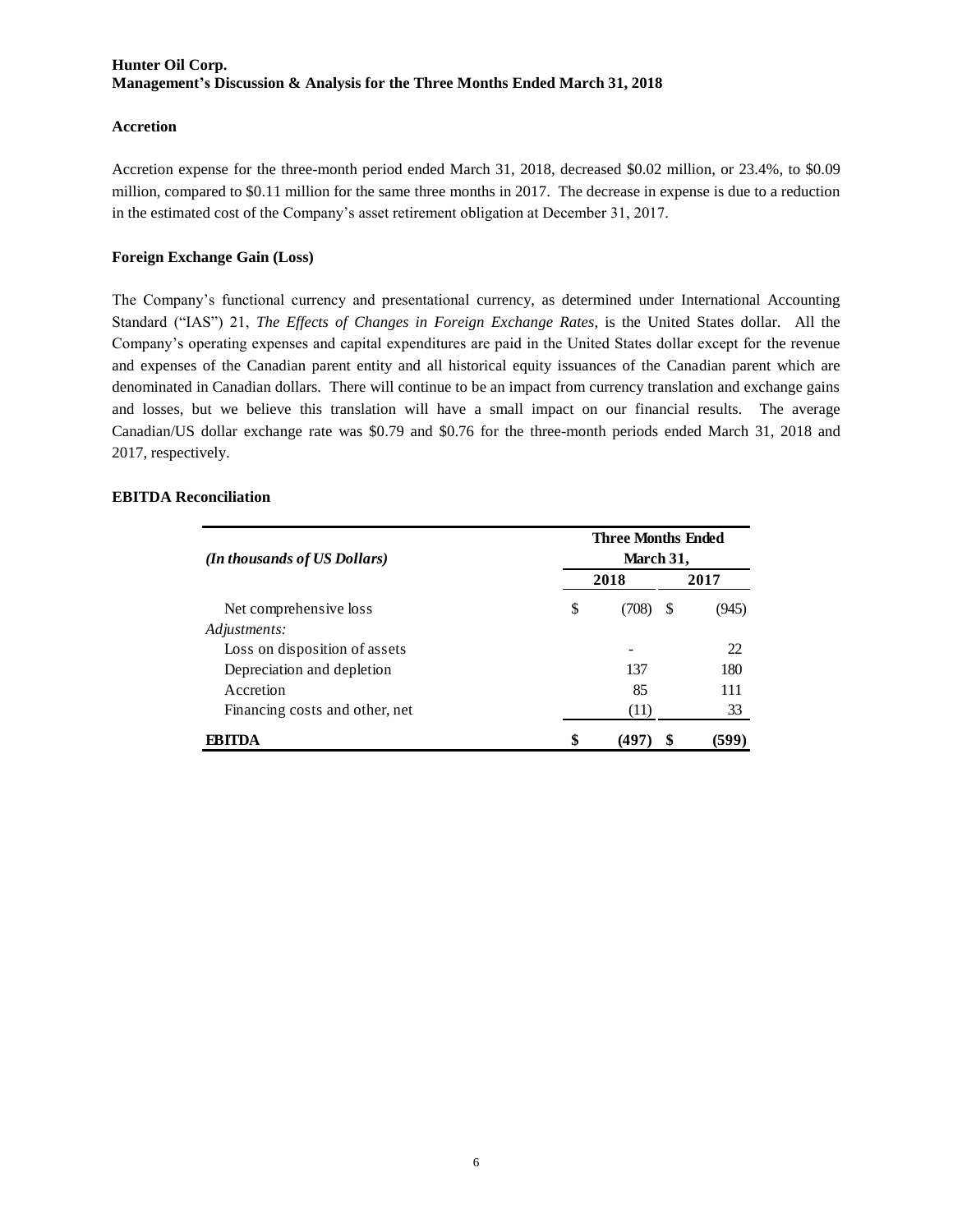### Accretion

Accretion expense for the three-month period ended March 31, 2018, decreased $0.02 million, or 23.4%, to $0.09 million, compared to $0.11 million for the same three months in 2017. The decrease in expense is due to a reduction in the estimated cost of the Company's asset retirement obligation at December 31, 2017.

### Foreign Exchange Gain (Loss)

The Company's functional currency and presentational currency, as determined under International Accounting Standard ("IAS") 21, *The Effects of Changes in Foreign Exchange Rates*, is the United States dollar. All the Company's operating expenses and capital expenditures are paid in the United States dollar except for the revenue and expenses of the Canadian parent entity and all historical equity issuances of the Canadian parent which are denominated in Canadian dollars. There will continue to be an impact from currency translation and exchange gains and losses, but we believe this translation will have a small impact on our financial results. The average Canadian/US dollar exchange rate was $0.79 and $0.76 for the three-month periods ended March 31, 2018 and 2017, respectively.

### EBITDA Reconciliation

| *(In thousands of US Dollars)* | **Three Months Ended March 31,** | |
|---|---|---|
| | **2018** | **2017** |
| Net comprehensive loss | $ (708) | $ (945) |
| *Adjustments:* | | |
| Loss on disposition of assets | - | 22 |
| Depreciation and depletion | 137 | 180 |
| Accretion | 85 | 111 |
| Financing costs and other, net | (11) | 33 |
| **EBITDA** | **$ (497)** | **$ (599)** |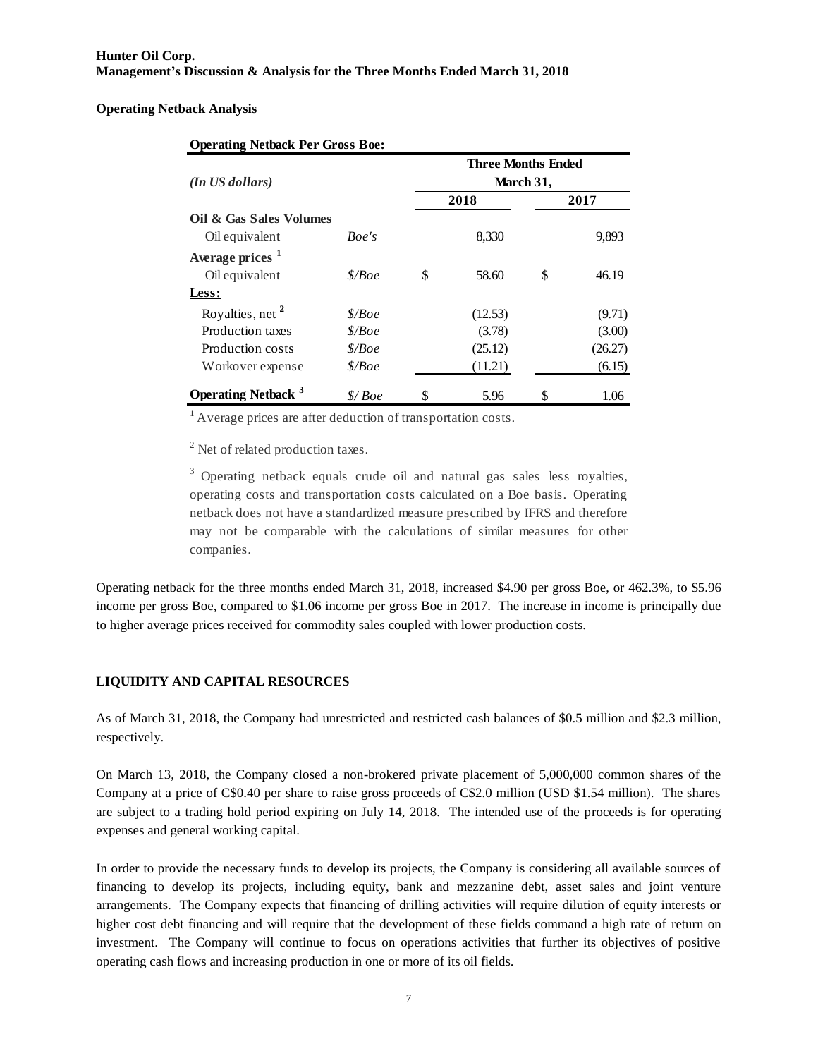**Hunter Oil Corp.**
**Management's Discussion & Analysis for the Three Months Ended March 31, 2018**

**Operating Netback Analysis**

**Operating Netback Per Gross Boe:**

| *(In US dollars)* | | Three Months Ended March 31, | |
|---|---|---|---|
| | | **2018** | **2017** |
| **Oil & Gas Sales Volumes** | | | |
| Oil equivalent | *Boe's* | 8,330 | 9,893 |
| **Average prices** [1] | | | |
| Oil equivalent | *$/Boe* | $ 58.60 | $ 46.19 |
| **Less:** | | | |
| Royalties, net [2] | *$/Boe* | (12.53) | (9.71) |
| Production taxes | *$/Boe* | (3.78) | (3.00) |
| Production costs | *$/Boe* | (25.12) | (26.27) |
| Workover expense | *$/Boe* | (11.21) | (6.15) |
| **Operating Netback** [3] | *$/ Boe* | $ 5.96 | $ 1.06 |

[1] Average prices are after deduction of transportation costs.

[2] Net of related production taxes.

[3] Operating netback equals crude oil and natural gas sales less royalties, operating costs and transportation costs calculated on a Boe basis. Operating netback does not have a standardized measure prescribed by IFRS and therefore may not be comparable with the calculations of similar measures for other companies.

Operating netback for the three months ended March 31, 2018, increased $4.90 per gross Boe, or 462.3%, to $5.96 income per gross Boe, compared to $1.06 income per gross Boe in 2017. The increase in income is principally due to higher average prices received for commodity sales coupled with lower production costs.

## LIQUIDITY AND CAPITAL RESOURCES

As of March 31, 2018, the Company had unrestricted and restricted cash balances of $0.5 million and $2.3 million, respectively.

On March 13, 2018, the Company closed a non-brokered private placement of 5,000,000 common shares of the Company at a price of C$0.40 per share to raise gross proceeds of C$2.0 million (USD $1.54 million). The shares are subject to a trading hold period expiring on July 14, 2018. The intended use of the proceeds is for operating expenses and general working capital.

In order to provide the necessary funds to develop its projects, the Company is considering all available sources of financing to develop its projects, including equity, bank and mezzanine debt, asset sales and joint venture arrangements. The Company expects that financing of drilling activities will require dilution of equity interests or higher cost debt financing and will require that the development of these fields command a high rate of return on investment. The Company will continue to focus on operations activities that further its objectives of positive operating cash flows and increasing production in one or more of its oil fields.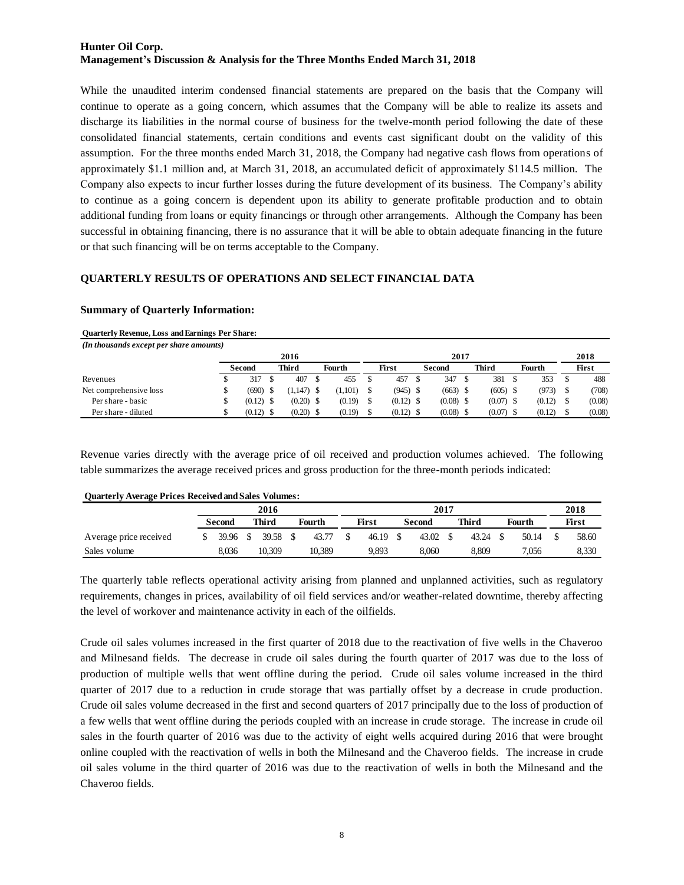While the unaudited interim condensed financial statements are prepared on the basis that the Company will continue to operate as a going concern, which assumes that the Company will be able to realize its assets and discharge its liabilities in the normal course of business for the twelve-month period following the date of these consolidated financial statements, certain conditions and events cast significant doubt on the validity of this assumption. For the three months ended March 31, 2018, the Company had negative cash flows from operations of approximately $1.1 million and, at March 31, 2018, an accumulated deficit of approximately $114.5 million. The Company also expects to incur further losses during the future development of its business. The Company's ability to continue as a going concern is dependent upon its ability to generate profitable production and to obtain additional funding from loans or equity financings or through other arrangements. Although the Company has been successful in obtaining financing, there is no assurance that it will be able to obtain adequate financing in the future or that such financing will be on terms acceptable to the Company.

## QUARTERLY RESULTS OF OPERATIONS AND SELECT FINANCIAL DATA

### Summary of Quarterly Information:

**Quarterly Revenue, Loss and Earnings Per Share:**

*(In thousands except per share amounts)*

| | 2016 | | | 2017 | | | | 2018 |
|---|---|---|---|---|---|---|---|---|
| | Second | Third | Fourth | First | Second | Third | Fourth | First |
| Revenues | $ 317 | $ 407 | $ 455 | $ 457 | $ 347 | $ 381 | $ 353 | $ 488 |
| Net comprehensive loss | $ (690) | $ (1,147) | $ (1,101) | $ (945) | $ (663) | $ (605) | $ (973) | $ (708) |
| Per share - basic | $ (0.12) | $ (0.20) | $ (0.19) | $ (0.12) | $ (0.08) | $ (0.07) | $ (0.12) | $ (0.08) |
| Per share - diluted | $ (0.12) | $ (0.20) | $ (0.19) | $ (0.12) | $ (0.08) | $ (0.07) | $ (0.12) | $ (0.08) |

Revenue varies directly with the average price of oil received and production volumes achieved. The following table summarizes the average received prices and gross production for the three-month periods indicated:

**Quarterly Average Prices Received and Sales Volumes:**

| | 2016 | | | 2017 | | | | 2018 |
|---|---|---|---|---|---|---|---|---|
| | Second | Third | Fourth | First | Second | Third | Fourth | First |
| Average price received | $ 39.96 | $ 39.58 | $ 43.77 | $ 46.19 | $ 43.02 | $ 43.24 | $ 50.14 | $ 58.60 |
| Sales volume | 8,036 | 10,309 | 10,389 | 9,893 | 8,060 | 8,809 | 7,056 | 8,330 |

The quarterly table reflects operational activity arising from planned and unplanned activities, such as regulatory requirements, changes in prices, availability of oil field services and/or weather-related downtime, thereby affecting the level of workover and maintenance activity in each of the oilfields.

Crude oil sales volumes increased in the first quarter of 2018 due to the reactivation of five wells in the Chaveroo and Milnesand fields. The decrease in crude oil sales during the fourth quarter of 2017 was due to the loss of production of multiple wells that went offline during the period. Crude oil sales volume increased in the third quarter of 2017 due to a reduction in crude storage that was partially offset by a decrease in crude production. Crude oil sales volume decreased in the first and second quarters of 2017 principally due to the loss of production of a few wells that went offline during the periods coupled with an increase in crude storage. The increase in crude oil sales in the fourth quarter of 2016 was due to the activity of eight wells acquired during 2016 that were brought online coupled with the reactivation of wells in both the Milnesand and the Chaveroo fields. The increase in crude oil sales volume in the third quarter of 2016 was due to the reactivation of wells in both the Milnesand and the Chaveroo fields.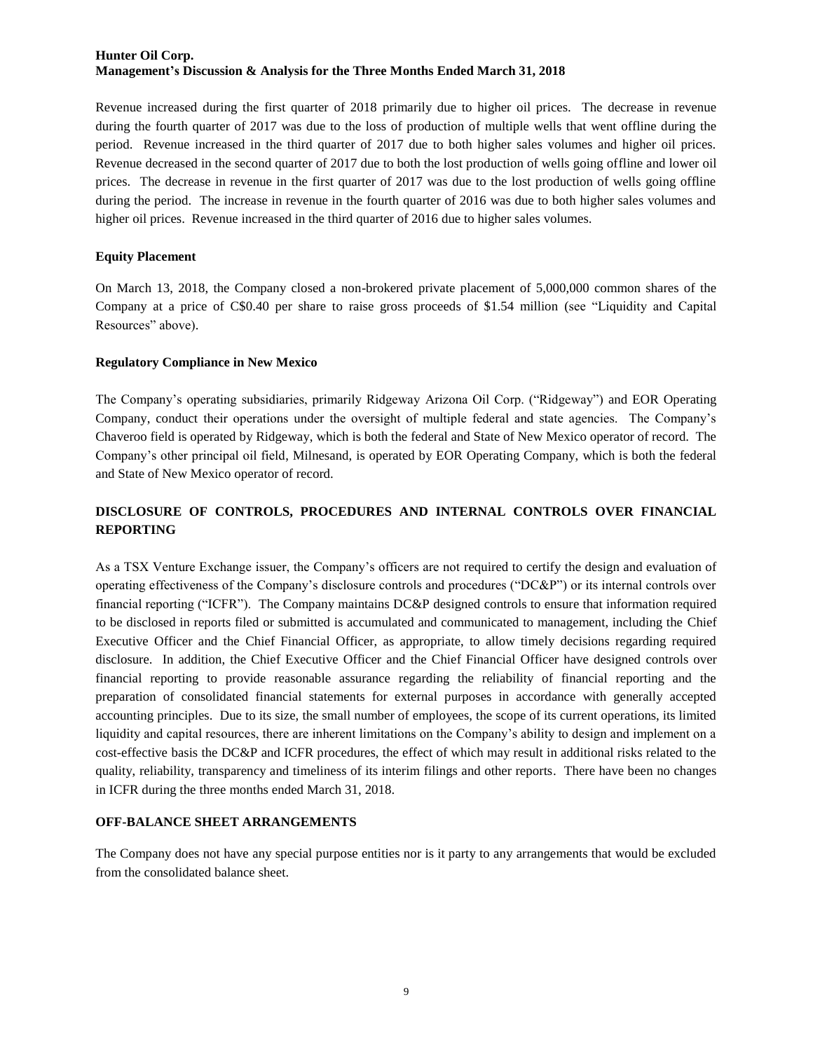Revenue increased during the first quarter of 2018 primarily due to higher oil prices. The decrease in revenue during the fourth quarter of 2017 was due to the loss of production of multiple wells that went offline during the period. Revenue increased in the third quarter of 2017 due to both higher sales volumes and higher oil prices. Revenue decreased in the second quarter of 2017 due to both the lost production of wells going offline and lower oil prices. The decrease in revenue in the first quarter of 2017 was due to the lost production of wells going offline during the period. The increase in revenue in the fourth quarter of 2016 was due to both higher sales volumes and higher oil prices. Revenue increased in the third quarter of 2016 due to higher sales volumes.

### Equity Placement

On March 13, 2018, the Company closed a non-brokered private placement of 5,000,000 common shares of the Company at a price of C$0.40 per share to raise gross proceeds of $1.54 million (see "Liquidity and Capital Resources" above).

### Regulatory Compliance in New Mexico

The Company's operating subsidiaries, primarily Ridgeway Arizona Oil Corp. ("Ridgeway") and EOR Operating Company, conduct their operations under the oversight of multiple federal and state agencies. The Company's Chaveroo field is operated by Ridgeway, which is both the federal and State of New Mexico operator of record. The Company's other principal oil field, Milnesand, is operated by EOR Operating Company, which is both the federal and State of New Mexico operator of record.

## DISCLOSURE OF CONTROLS, PROCEDURES AND INTERNAL CONTROLS OVER FINANCIAL REPORTING

As a TSX Venture Exchange issuer, the Company's officers are not required to certify the design and evaluation of operating effectiveness of the Company's disclosure controls and procedures ("DC&P") or its internal controls over financial reporting ("ICFR"). The Company maintains DC&P designed controls to ensure that information required to be disclosed in reports filed or submitted is accumulated and communicated to management, including the Chief Executive Officer and the Chief Financial Officer, as appropriate, to allow timely decisions regarding required disclosure. In addition, the Chief Executive Officer and the Chief Financial Officer have designed controls over financial reporting to provide reasonable assurance regarding the reliability of financial reporting and the preparation of consolidated financial statements for external purposes in accordance with generally accepted accounting principles. Due to its size, the small number of employees, the scope of its current operations, its limited liquidity and capital resources, there are inherent limitations on the Company's ability to design and implement on a cost-effective basis the DC&P and ICFR procedures, the effect of which may result in additional risks related to the quality, reliability, transparency and timeliness of its interim filings and other reports. There have been no changes in ICFR during the three months ended March 31, 2018.

## OFF-BALANCE SHEET ARRANGEMENTS

The Company does not have any special purpose entities nor is it party to any arrangements that would be excluded from the consolidated balance sheet.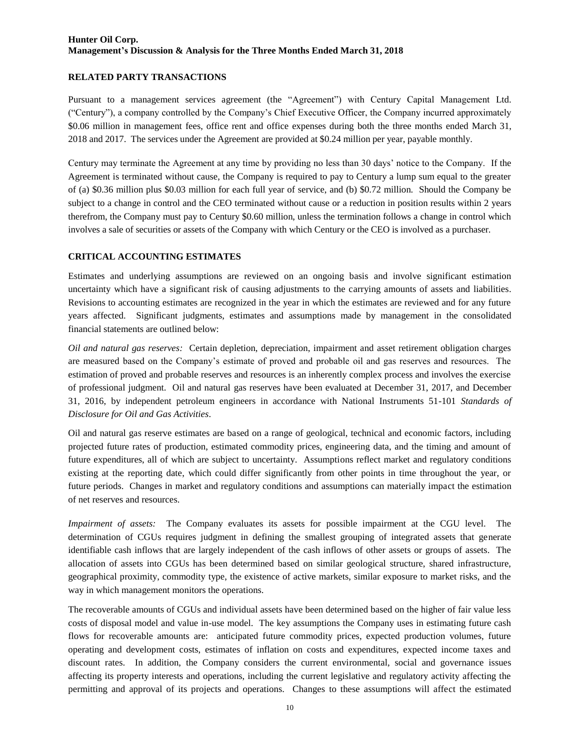## RELATED PARTY TRANSACTIONS

Pursuant to a management services agreement (the "Agreement") with Century Capital Management Ltd. ("Century"), a company controlled by the Company's Chief Executive Officer, the Company incurred approximately $0.06 million in management fees, office rent and office expenses during both the three months ended March 31, 2018 and 2017. The services under the Agreement are provided at $0.24 million per year, payable monthly.

Century may terminate the Agreement at any time by providing no less than 30 days' notice to the Company. If the Agreement is terminated without cause, the Company is required to pay to Century a lump sum equal to the greater of (a) $0.36 million plus $0.03 million for each full year of service, and (b) $0.72 million. Should the Company be subject to a change in control and the CEO terminated without cause or a reduction in position results within 2 years therefrom, the Company must pay to Century $0.60 million, unless the termination follows a change in control which involves a sale of securities or assets of the Company with which Century or the CEO is involved as a purchaser.

## CRITICAL ACCOUNTING ESTIMATES

Estimates and underlying assumptions are reviewed on an ongoing basis and involve significant estimation uncertainty which have a significant risk of causing adjustments to the carrying amounts of assets and liabilities. Revisions to accounting estimates are recognized in the year in which the estimates are reviewed and for any future years affected. Significant judgments, estimates and assumptions made by management in the consolidated financial statements are outlined below:

*Oil and natural gas reserves:* Certain depletion, depreciation, impairment and asset retirement obligation charges are measured based on the Company's estimate of proved and probable oil and gas reserves and resources. The estimation of proved and probable reserves and resources is an inherently complex process and involves the exercise of professional judgment. Oil and natural gas reserves have been evaluated at December 31, 2017, and December 31, 2016, by independent petroleum engineers in accordance with National Instruments 51-101 *Standards of Disclosure for Oil and Gas Activities*.

Oil and natural gas reserve estimates are based on a range of geological, technical and economic factors, including projected future rates of production, estimated commodity prices, engineering data, and the timing and amount of future expenditures, all of which are subject to uncertainty. Assumptions reflect market and regulatory conditions existing at the reporting date, which could differ significantly from other points in time throughout the year, or future periods. Changes in market and regulatory conditions and assumptions can materially impact the estimation of net reserves and resources.

*Impairment of assets:* The Company evaluates its assets for possible impairment at the CGU level. The determination of CGUs requires judgment in defining the smallest grouping of integrated assets that generate identifiable cash inflows that are largely independent of the cash inflows of other assets or groups of assets. The allocation of assets into CGUs has been determined based on similar geological structure, shared infrastructure, geographical proximity, commodity type, the existence of active markets, similar exposure to market risks, and the way in which management monitors the operations.

The recoverable amounts of CGUs and individual assets have been determined based on the higher of fair value less costs of disposal model and value in-use model. The key assumptions the Company uses in estimating future cash flows for recoverable amounts are: anticipated future commodity prices, expected production volumes, future operating and development costs, estimates of inflation on costs and expenditures, expected income taxes and discount rates. In addition, the Company considers the current environmental, social and governance issues affecting its property interests and operations, including the current legislative and regulatory activity affecting the permitting and approval of its projects and operations. Changes to these assumptions will affect the estimated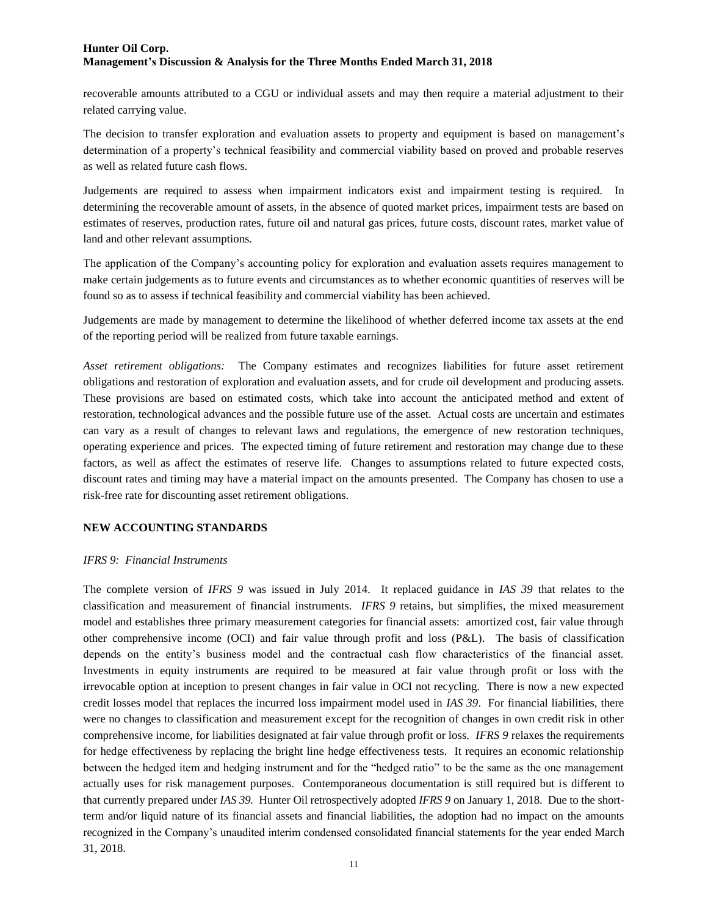recoverable amounts attributed to a CGU or individual assets and may then require a material adjustment to their related carrying value.

The decision to transfer exploration and evaluation assets to property and equipment is based on management's determination of a property's technical feasibility and commercial viability based on proved and probable reserves as well as related future cash flows.

Judgements are required to assess when impairment indicators exist and impairment testing is required. In determining the recoverable amount of assets, in the absence of quoted market prices, impairment tests are based on estimates of reserves, production rates, future oil and natural gas prices, future costs, discount rates, market value of land and other relevant assumptions.

The application of the Company's accounting policy for exploration and evaluation assets requires management to make certain judgements as to future events and circumstances as to whether economic quantities of reserves will be found so as to assess if technical feasibility and commercial viability has been achieved.

Judgements are made by management to determine the likelihood of whether deferred income tax assets at the end of the reporting period will be realized from future taxable earnings.

*Asset retirement obligations:* The Company estimates and recognizes liabilities for future asset retirement obligations and restoration of exploration and evaluation assets, and for crude oil development and producing assets. These provisions are based on estimated costs, which take into account the anticipated method and extent of restoration, technological advances and the possible future use of the asset. Actual costs are uncertain and estimates can vary as a result of changes to relevant laws and regulations, the emergence of new restoration techniques, operating experience and prices. The expected timing of future retirement and restoration may change due to these factors, as well as affect the estimates of reserve life. Changes to assumptions related to future expected costs, discount rates and timing may have a material impact on the amounts presented. The Company has chosen to use a risk-free rate for discounting asset retirement obligations.

## NEW ACCOUNTING STANDARDS

*IFRS 9: Financial Instruments*

The complete version of *IFRS 9* was issued in July 2014. It replaced guidance in *IAS 39* that relates to the classification and measurement of financial instruments. *IFRS 9* retains, but simplifies, the mixed measurement model and establishes three primary measurement categories for financial assets: amortized cost, fair value through other comprehensive income (OCI) and fair value through profit and loss (P&L). The basis of classification depends on the entity's business model and the contractual cash flow characteristics of the financial asset. Investments in equity instruments are required to be measured at fair value through profit or loss with the irrevocable option at inception to present changes in fair value in OCI not recycling. There is now a new expected credit losses model that replaces the incurred loss impairment model used in *IAS 39*. For financial liabilities, there were no changes to classification and measurement except for the recognition of changes in own credit risk in other comprehensive income, for liabilities designated at fair value through profit or loss. *IFRS 9* relaxes the requirements for hedge effectiveness by replacing the bright line hedge effectiveness tests. It requires an economic relationship between the hedged item and hedging instrument and for the "hedged ratio" to be the same as the one management actually uses for risk management purposes. Contemporaneous documentation is still required but is different to that currently prepared under *IAS 39.* Hunter Oil retrospectively adopted *IFRS 9* on January 1, 2018. Due to the short-term and/or liquid nature of its financial assets and financial liabilities, the adoption had no impact on the amounts recognized in the Company's unaudited interim condensed consolidated financial statements for the year ended March 31, 2018.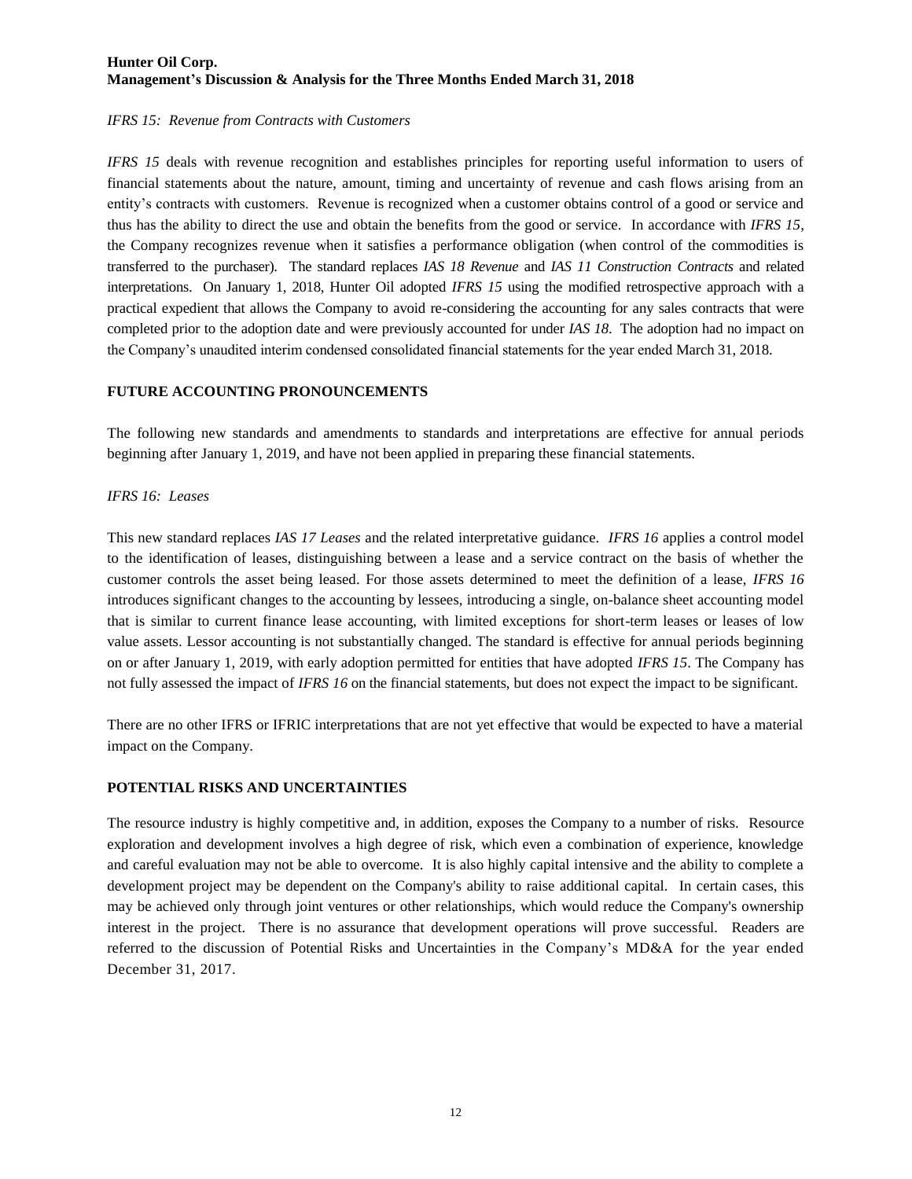*IFRS 15: Revenue from Contracts with Customers*

*IFRS 15* deals with revenue recognition and establishes principles for reporting useful information to users of financial statements about the nature, amount, timing and uncertainty of revenue and cash flows arising from an entity's contracts with customers. Revenue is recognized when a customer obtains control of a good or service and thus has the ability to direct the use and obtain the benefits from the good or service. In accordance with *IFRS 15*, the Company recognizes revenue when it satisfies a performance obligation (when control of the commodities is transferred to the purchaser). The standard replaces *IAS 18 Revenue* and *IAS 11 Construction Contracts* and related interpretations. On January 1, 2018, Hunter Oil adopted *IFRS 15* using the modified retrospective approach with a practical expedient that allows the Company to avoid re-considering the accounting for any sales contracts that were completed prior to the adoption date and were previously accounted for under *IAS 18*. The adoption had no impact on the Company's unaudited interim condensed consolidated financial statements for the year ended March 31, 2018.

## FUTURE ACCOUNTING PRONOUNCEMENTS

The following new standards and amendments to standards and interpretations are effective for annual periods beginning after January 1, 2019, and have not been applied in preparing these financial statements.

*IFRS 16: Leases*

This new standard replaces *IAS 17 Leases* and the related interpretative guidance. *IFRS 16* applies a control model to the identification of leases, distinguishing between a lease and a service contract on the basis of whether the customer controls the asset being leased. For those assets determined to meet the definition of a lease, *IFRS 16* introduces significant changes to the accounting by lessees, introducing a single, on-balance sheet accounting model that is similar to current finance lease accounting, with limited exceptions for short-term leases or leases of low value assets. Lessor accounting is not substantially changed. The standard is effective for annual periods beginning on or after January 1, 2019, with early adoption permitted for entities that have adopted *IFRS 15*. The Company has not fully assessed the impact of *IFRS 16* on the financial statements, but does not expect the impact to be significant.

There are no other IFRS or IFRIC interpretations that are not yet effective that would be expected to have a material impact on the Company.

## POTENTIAL RISKS AND UNCERTAINTIES

The resource industry is highly competitive and, in addition, exposes the Company to a number of risks. Resource exploration and development involves a high degree of risk, which even a combination of experience, knowledge and careful evaluation may not be able to overcome. It is also highly capital intensive and the ability to complete a development project may be dependent on the Company's ability to raise additional capital. In certain cases, this may be achieved only through joint ventures or other relationships, which would reduce the Company's ownership interest in the project. There is no assurance that development operations will prove successful. Readers are referred to the discussion of Potential Risks and Uncertainties in the Company's MD&A for the year ended December 31, 2017.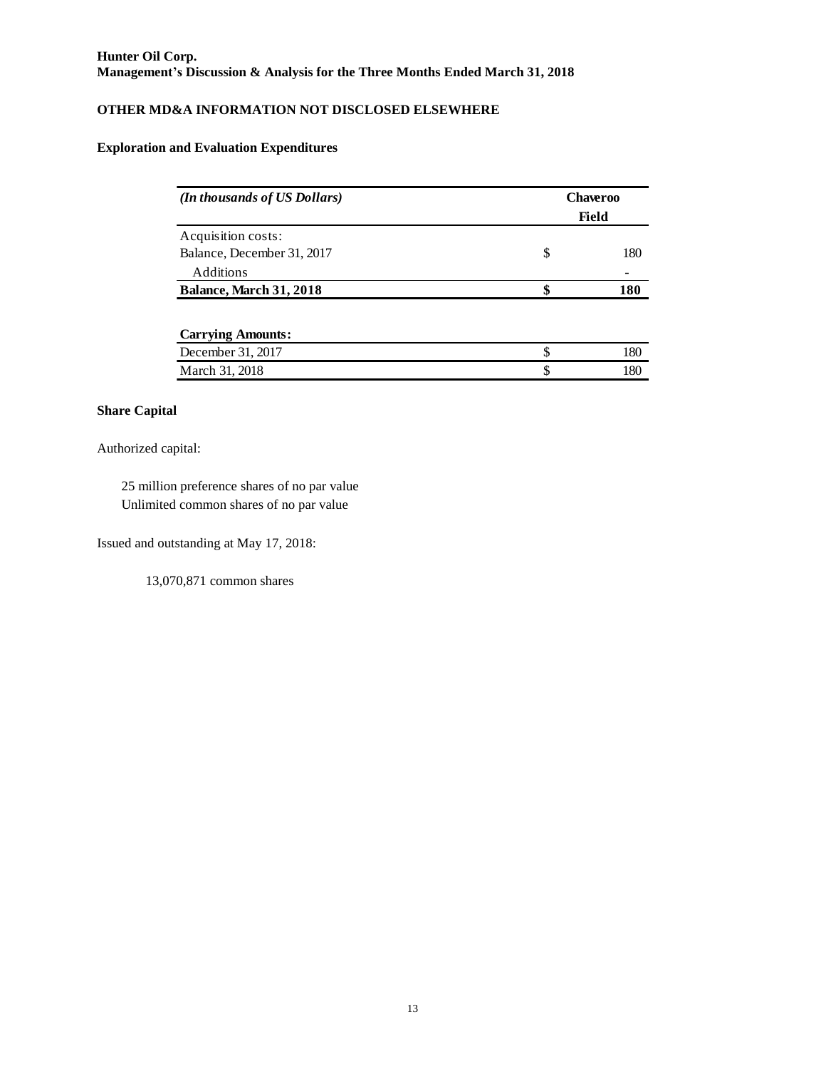Hunter Oil Corp.
Management's Discussion & Analysis for the Three Months Ended March 31, 2018

## OTHER MD&A INFORMATION NOT DISCLOSED ELSEWHERE

### Exploration and Evaluation Expenditures

| *(In thousands of US Dollars)* | | Chaveroo Field |
|---|---|---|
| Acquisition costs: | | |
| Balance, December 31, 2017 | $ | 180 |
| Additions | | - |
| **Balance, March 31, 2018** | **$** | **180** |
| | | |
| **Carrying Amounts:** | | |
| December 31, 2017 | $ | 180 |
| March 31, 2018 | $ | 180 |

### Share Capital

Authorized capital:

25 million preference shares of no par value
Unlimited common shares of no par value

Issued and outstanding at May 17, 2018:

13,070,871 common shares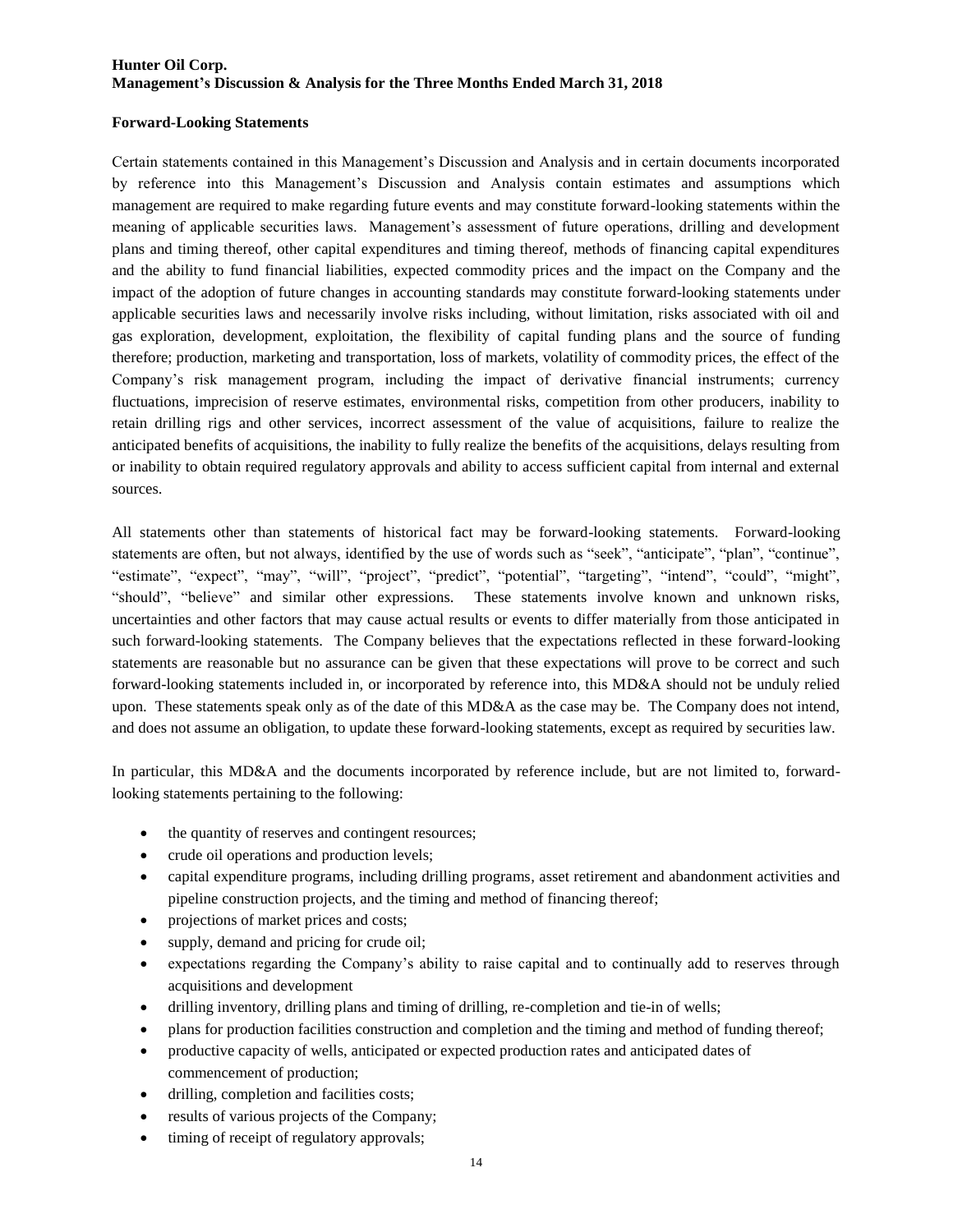## Forward-Looking Statements

Certain statements contained in this Management's Discussion and Analysis and in certain documents incorporated by reference into this Management's Discussion and Analysis contain estimates and assumptions which management are required to make regarding future events and may constitute forward-looking statements within the meaning of applicable securities laws. Management's assessment of future operations, drilling and development plans and timing thereof, other capital expenditures and timing thereof, methods of financing capital expenditures and the ability to fund financial liabilities, expected commodity prices and the impact on the Company and the impact of the adoption of future changes in accounting standards may constitute forward-looking statements under applicable securities laws and necessarily involve risks including, without limitation, risks associated with oil and gas exploration, development, exploitation, the flexibility of capital funding plans and the source of funding therefore; production, marketing and transportation, loss of markets, volatility of commodity prices, the effect of the Company's risk management program, including the impact of derivative financial instruments; currency fluctuations, imprecision of reserve estimates, environmental risks, competition from other producers, inability to retain drilling rigs and other services, incorrect assessment of the value of acquisitions, failure to realize the anticipated benefits of acquisitions, the inability to fully realize the benefits of the acquisitions, delays resulting from or inability to obtain required regulatory approvals and ability to access sufficient capital from internal and external sources.

All statements other than statements of historical fact may be forward-looking statements. Forward-looking statements are often, but not always, identified by the use of words such as "seek", "anticipate", "plan", "continue", "estimate", "expect", "may", "will", "project", "predict", "potential", "targeting", "intend", "could", "might", "should", "believe" and similar other expressions. These statements involve known and unknown risks, uncertainties and other factors that may cause actual results or events to differ materially from those anticipated in such forward-looking statements. The Company believes that the expectations reflected in these forward-looking statements are reasonable but no assurance can be given that these expectations will prove to be correct and such forward-looking statements included in, or incorporated by reference into, this MD&A should not be unduly relied upon. These statements speak only as of the date of this MD&A as the case may be. The Company does not intend, and does not assume an obligation, to update these forward-looking statements, except as required by securities law.

In particular, this MD&A and the documents incorporated by reference include, but are not limited to, forward-looking statements pertaining to the following:

- the quantity of reserves and contingent resources;
- crude oil operations and production levels;
- capital expenditure programs, including drilling programs, asset retirement and abandonment activities and pipeline construction projects, and the timing and method of financing thereof;
- projections of market prices and costs;
- supply, demand and pricing for crude oil;
- expectations regarding the Company's ability to raise capital and to continually add to reserves through acquisitions and development
- drilling inventory, drilling plans and timing of drilling, re-completion and tie-in of wells;
- plans for production facilities construction and completion and the timing and method of funding thereof;
- productive capacity of wells, anticipated or expected production rates and anticipated dates of commencement of production;
- drilling, completion and facilities costs;
- results of various projects of the Company;
- timing of receipt of regulatory approvals;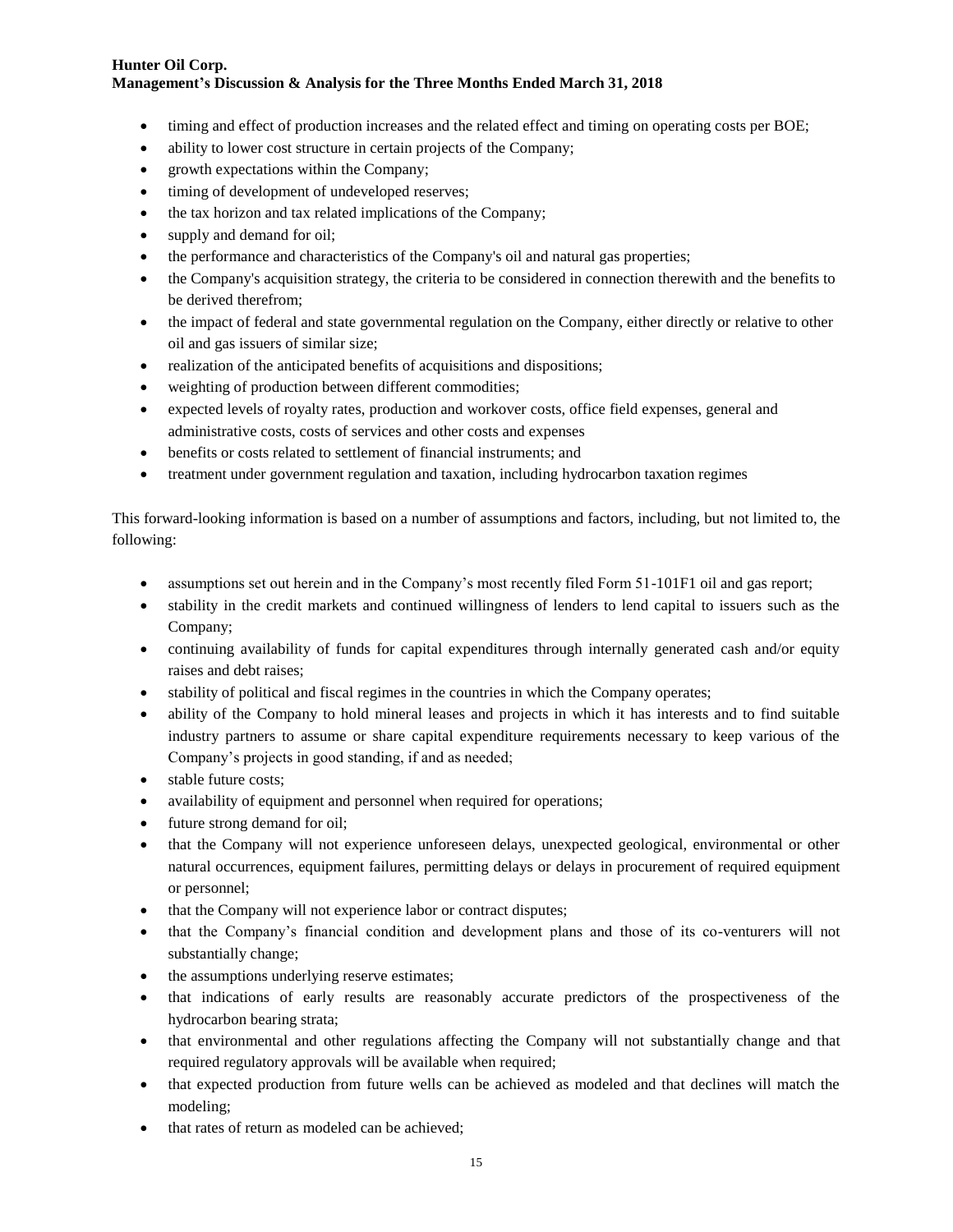- timing and effect of production increases and the related effect and timing on operating costs per BOE;
- ability to lower cost structure in certain projects of the Company;
- growth expectations within the Company;
- timing of development of undeveloped reserves;
- the tax horizon and tax related implications of the Company;
- supply and demand for oil;
- the performance and characteristics of the Company's oil and natural gas properties;
- the Company's acquisition strategy, the criteria to be considered in connection therewith and the benefits to be derived therefrom;
- the impact of federal and state governmental regulation on the Company, either directly or relative to other oil and gas issuers of similar size;
- realization of the anticipated benefits of acquisitions and dispositions;
- weighting of production between different commodities;
- expected levels of royalty rates, production and workover costs, office field expenses, general and administrative costs, costs of services and other costs and expenses
- benefits or costs related to settlement of financial instruments; and
- treatment under government regulation and taxation, including hydrocarbon taxation regimes

This forward-looking information is based on a number of assumptions and factors, including, but not limited to, the following:

- assumptions set out herein and in the Company's most recently filed Form 51-101F1 oil and gas report;
- stability in the credit markets and continued willingness of lenders to lend capital to issuers such as the Company;
- continuing availability of funds for capital expenditures through internally generated cash and/or equity raises and debt raises;
- stability of political and fiscal regimes in the countries in which the Company operates;
- ability of the Company to hold mineral leases and projects in which it has interests and to find suitable industry partners to assume or share capital expenditure requirements necessary to keep various of the Company's projects in good standing, if and as needed;
- stable future costs;
- availability of equipment and personnel when required for operations;
- future strong demand for oil;
- that the Company will not experience unforeseen delays, unexpected geological, environmental or other natural occurrences, equipment failures, permitting delays or delays in procurement of required equipment or personnel;
- that the Company will not experience labor or contract disputes;
- that the Company's financial condition and development plans and those of its co-venturers will not substantially change;
- the assumptions underlying reserve estimates;
- that indications of early results are reasonably accurate predictors of the prospectiveness of the hydrocarbon bearing strata;
- that environmental and other regulations affecting the Company will not substantially change and that required regulatory approvals will be available when required;
- that expected production from future wells can be achieved as modeled and that declines will match the modeling;
- that rates of return as modeled can be achieved;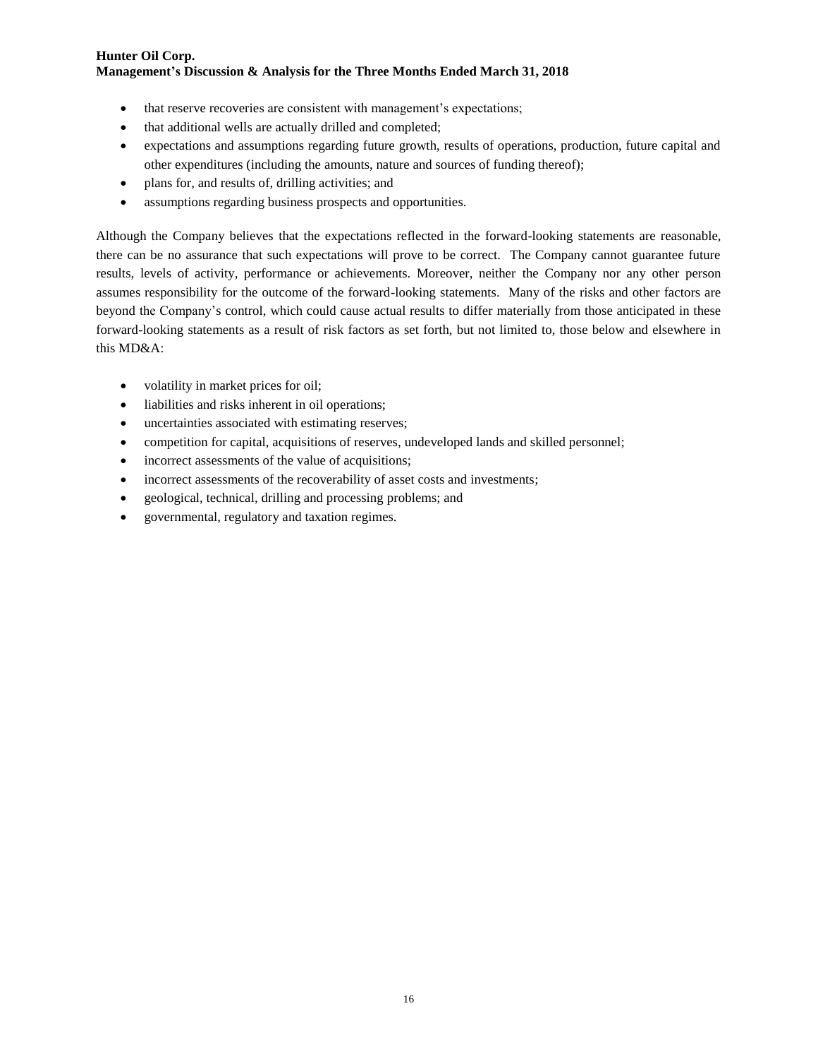- that reserve recoveries are consistent with management's expectations;
- that additional wells are actually drilled and completed;
- expectations and assumptions regarding future growth, results of operations, production, future capital and other expenditures (including the amounts, nature and sources of funding thereof);
- plans for, and results of, drilling activities; and
- assumptions regarding business prospects and opportunities.

Although the Company believes that the expectations reflected in the forward-looking statements are reasonable, there can be no assurance that such expectations will prove to be correct. The Company cannot guarantee future results, levels of activity, performance or achievements. Moreover, neither the Company nor any other person assumes responsibility for the outcome of the forward-looking statements. Many of the risks and other factors are beyond the Company's control, which could cause actual results to differ materially from those anticipated in these forward-looking statements as a result of risk factors as set forth, but not limited to, those below and elsewhere in this MD&A:

- volatility in market prices for oil;
- liabilities and risks inherent in oil operations;
- uncertainties associated with estimating reserves;
- competition for capital, acquisitions of reserves, undeveloped lands and skilled personnel;
- incorrect assessments of the value of acquisitions;
- incorrect assessments of the recoverability of asset costs and investments;
- geological, technical, drilling and processing problems; and
- governmental, regulatory and taxation regimes.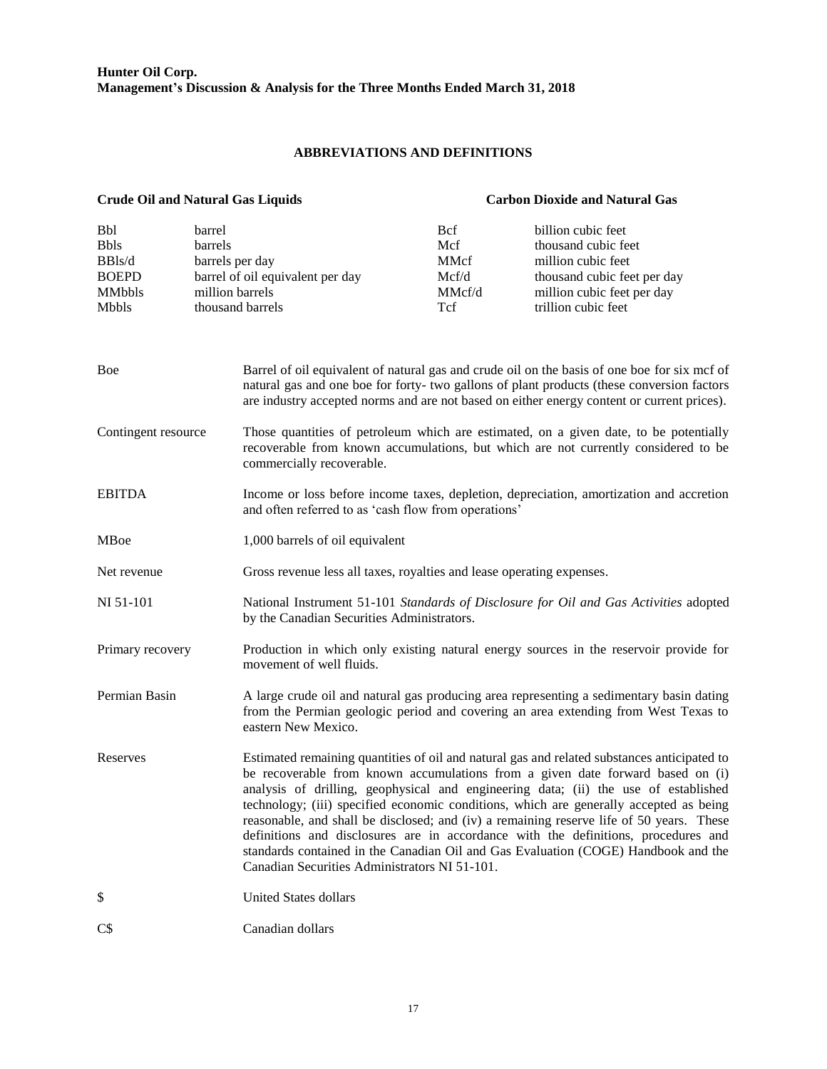## ABBREVIATIONS AND DEFINITIONS

| Crude Oil and Natural Gas Liquids | | Carbon Dioxide and Natural Gas | |
|---|---|---|---|
| Bbl | barrel | Bcf | billion cubic feet |
| Bbls | barrels | Mcf | thousand cubic feet |
| BBls/d | barrels per day | MMcf | million cubic feet |
| BOEPD | barrel of oil equivalent per day | Mcf/d | thousand cubic feet per day |
| MMbbls | million barrels | MMcf/d | million cubic feet per day |
| Mbbls | thousand barrels | Tcf | trillion cubic feet |

| | |
|---|---|
| Boe | Barrel of oil equivalent of natural gas and crude oil on the basis of one boe for six mcf of natural gas and one boe for forty- two gallons of plant products (these conversion factors are industry accepted norms and are not based on either energy content or current prices). |
| Contingent resource | Those quantities of petroleum which are estimated, on a given date, to be potentially recoverable from known accumulations, but which are not currently considered to be commercially recoverable. |
| EBITDA | Income or loss before income taxes, depletion, depreciation, amortization and accretion and often referred to as 'cash flow from operations' |
| MBoe | 1,000 barrels of oil equivalent |
| Net revenue | Gross revenue less all taxes, royalties and lease operating expenses. |
| NI 51-101 | National Instrument 51-101 *Standards of Disclosure for Oil and Gas Activities* adopted by the Canadian Securities Administrators. |
| Primary recovery | Production in which only existing natural energy sources in the reservoir provide for movement of well fluids. |
| Permian Basin | A large crude oil and natural gas producing area representing a sedimentary basin dating from the Permian geologic period and covering an area extending from West Texas to eastern New Mexico. |
| Reserves | Estimated remaining quantities of oil and natural gas and related substances anticipated to be recoverable from known accumulations from a given date forward based on (i) analysis of drilling, geophysical and engineering data; (ii) the use of established technology; (iii) specified economic conditions, which are generally accepted as being reasonable, and shall be disclosed; and (iv) a remaining reserve life of 50 years. These definitions and disclosures are in accordance with the definitions, procedures and standards contained in the Canadian Oil and Gas Evaluation (COGE) Handbook and the Canadian Securities Administrators NI 51-101. |
| $ | United States dollars |
| C$ | Canadian dollars |